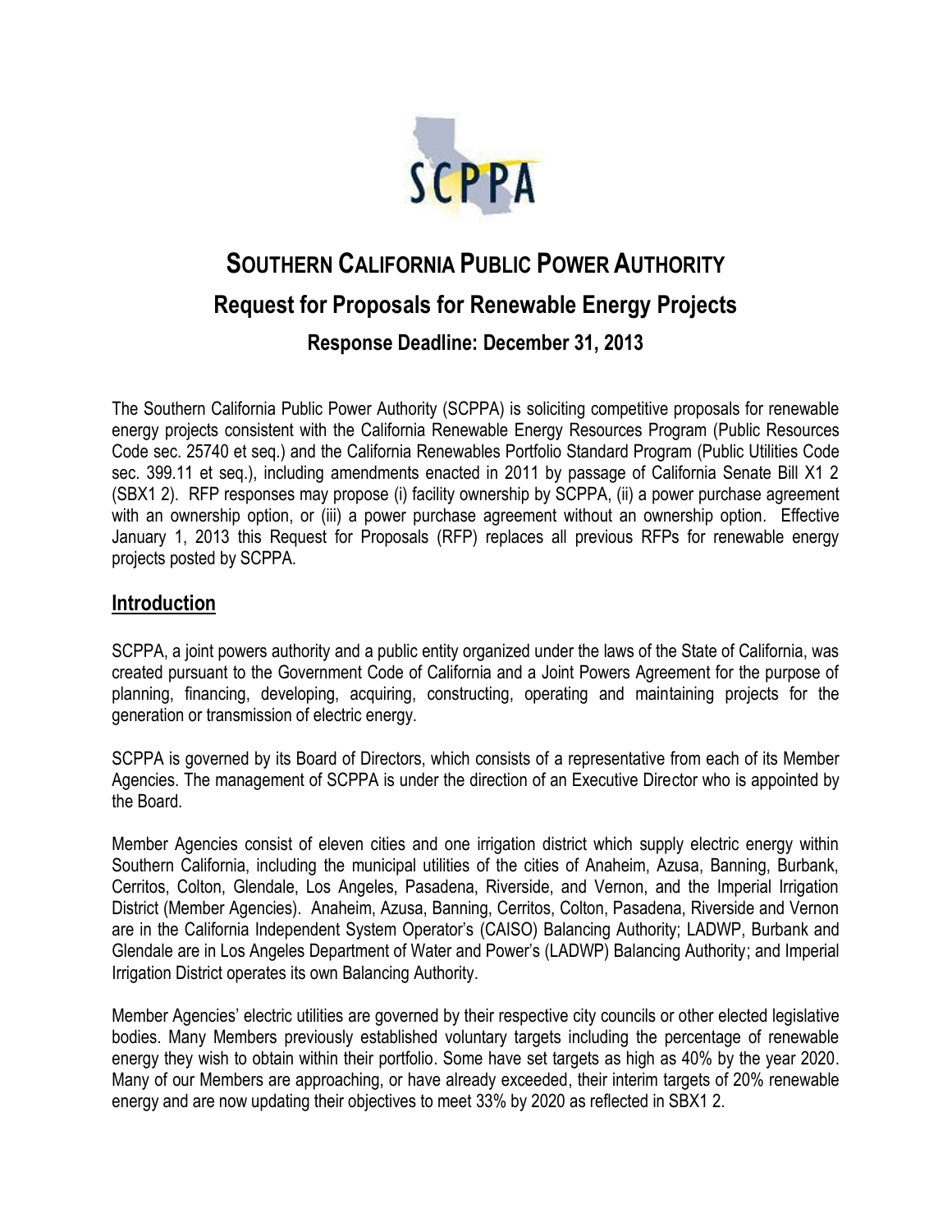# SOUTHERN CALIFORNIA PUBLIC POWER AUTHORITY

## Request for Proposals for Renewable Energy Projects

### Response Deadline: December 31, 2013

The Southern California Public Power Authority (SCPPA) is soliciting competitive proposals for renewable energy projects consistent with the California Renewable Energy Resources Program (Public Resources Code sec. 25740 et seq.) and the California Renewables Portfolio Standard Program (Public Utilities Code sec. 399.11 et seq.), including amendments enacted in 2011 by passage of California Senate Bill X1 2 (SBX1 2). RFP responses may propose (i) facility ownership by SCPPA, (ii) a power purchase agreement with an ownership option, or (iii) a power purchase agreement without an ownership option. Effective January 1, 2013 this Request for Proposals (RFP) replaces all previous RFPs for renewable energy projects posted by SCPPA.

## Introduction

SCPPA, a joint powers authority and a public entity organized under the laws of the State of California, was created pursuant to the Government Code of California and a Joint Powers Agreement for the purpose of planning, financing, developing, acquiring, constructing, operating and maintaining projects for the generation or transmission of electric energy.

SCPPA is governed by its Board of Directors, which consists of a representative from each of its Member Agencies. The management of SCPPA is under the direction of an Executive Director who is appointed by the Board.

Member Agencies consist of eleven cities and one irrigation district which supply electric energy within Southern California, including the municipal utilities of the cities of Anaheim, Azusa, Banning, Burbank, Cerritos, Colton, Glendale, Los Angeles, Pasadena, Riverside, and Vernon, and the Imperial Irrigation District (Member Agencies). Anaheim, Azusa, Banning, Cerritos, Colton, Pasadena, Riverside and Vernon are in the California Independent System Operator's (CAISO) Balancing Authority; LADWP, Burbank and Glendale are in Los Angeles Department of Water and Power's (LADWP) Balancing Authority; and Imperial Irrigation District operates its own Balancing Authority.

Member Agencies' electric utilities are governed by their respective city councils or other elected legislative bodies. Many Members previously established voluntary targets including the percentage of renewable energy they wish to obtain within their portfolio. Some have set targets as high as 40% by the year 2020. Many of our Members are approaching, or have already exceeded, their interim targets of 20% renewable energy and are now updating their objectives to meet 33% by 2020 as reflected in SBX1 2.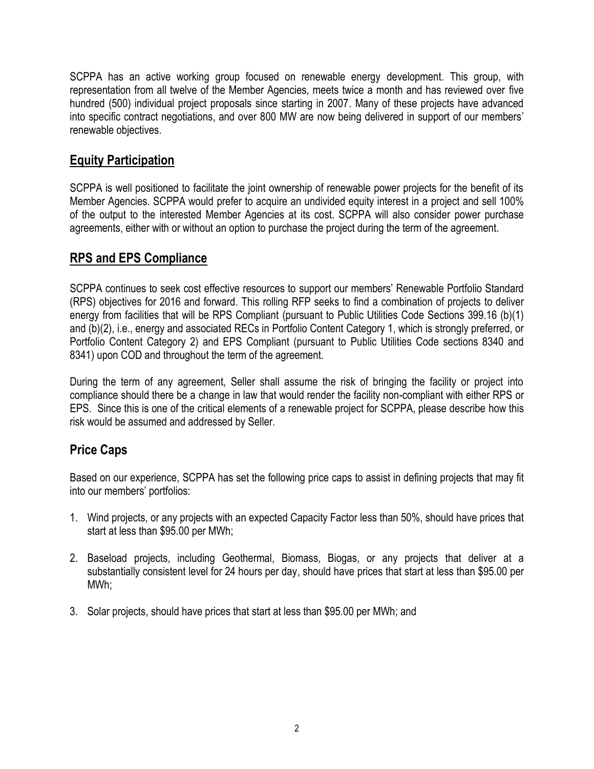SCPPA has an active working group focused on renewable energy development. This group, with representation from all twelve of the Member Agencies, meets twice a month and has reviewed over five hundred (500) individual project proposals since starting in 2007. Many of these projects have advanced into specific contract negotiations, and over 800 MW are now being delivered in support of our members' renewable objectives.

## Equity Participation

SCPPA is well positioned to facilitate the joint ownership of renewable power projects for the benefit of its Member Agencies. SCPPA would prefer to acquire an undivided equity interest in a project and sell 100% of the output to the interested Member Agencies at its cost. SCPPA will also consider power purchase agreements, either with or without an option to purchase the project during the term of the agreement.

## RPS and EPS Compliance

SCPPA continues to seek cost effective resources to support our members' Renewable Portfolio Standard (RPS) objectives for 2016 and forward. This rolling RFP seeks to find a combination of projects to deliver energy from facilities that will be RPS Compliant (pursuant to Public Utilities Code Sections 399.16 (b)(1) and (b)(2), i.e., energy and associated RECs in Portfolio Content Category 1, which is strongly preferred, or Portfolio Content Category 2) and EPS Compliant (pursuant to Public Utilities Code sections 8340 and 8341) upon COD and throughout the term of the agreement.

During the term of any agreement, Seller shall assume the risk of bringing the facility or project into compliance should there be a change in law that would render the facility non-compliant with either RPS or EPS. Since this is one of the critical elements of a renewable project for SCPPA, please describe how this risk would be assumed and addressed by Seller.

## Price Caps

Based on our experience, SCPPA has set the following price caps to assist in defining projects that may fit into our members' portfolios:

1. Wind projects, or any projects with an expected Capacity Factor less than 50%, should have prices that start at less than $95.00 per MWh;

2. Baseload projects, including Geothermal, Biomass, Biogas, or any projects that deliver at a substantially consistent level for 24 hours per day, should have prices that start at less than $95.00 per MWh;

3. Solar projects, should have prices that start at less than $95.00 per MWh; and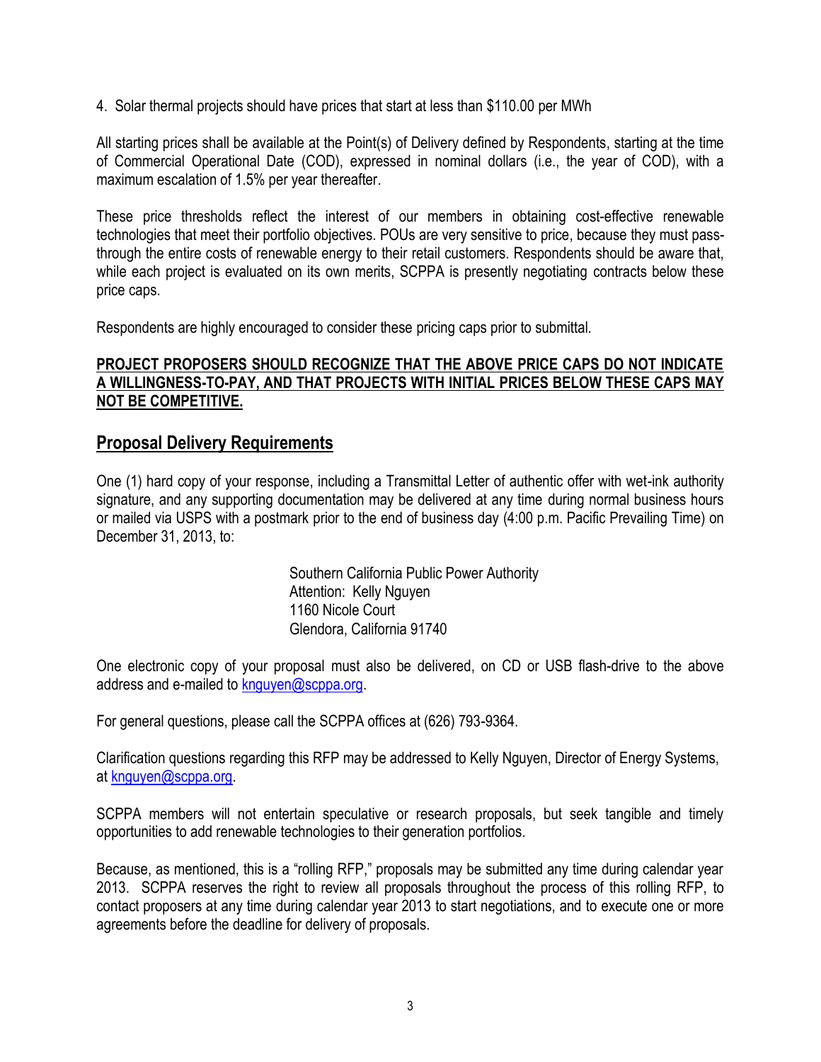4. Solar thermal projects should have prices that start at less than $110.00 per MWh

All starting prices shall be available at the Point(s) of Delivery defined by Respondents, starting at the time of Commercial Operational Date (COD), expressed in nominal dollars (i.e., the year of COD), with a maximum escalation of 1.5% per year thereafter.

These price thresholds reflect the interest of our members in obtaining cost-effective renewable technologies that meet their portfolio objectives. POUs are very sensitive to price, because they must pass-through the entire costs of renewable energy to their retail customers. Respondents should be aware that, while each project is evaluated on its own merits, SCPPA is presently negotiating contracts below these price caps.

Respondents are highly encouraged to consider these pricing caps prior to submittal.

**PROJECT PROPOSERS SHOULD RECOGNIZE THAT THE ABOVE PRICE CAPS DO NOT INDICATE A WILLINGNESS-TO-PAY, AND THAT PROJECTS WITH INITIAL PRICES BELOW THESE CAPS MAY NOT BE COMPETITIVE.**

## Proposal Delivery Requirements

One (1) hard copy of your response, including a Transmittal Letter of authentic offer with wet-ink authority signature, and any supporting documentation may be delivered at any time during normal business hours or mailed via USPS with a postmark prior to the end of business day (4:00 p.m. Pacific Prevailing Time) on December 31, 2013, to:

Southern California Public Power Authority
Attention: Kelly Nguyen
1160 Nicole Court
Glendora, California 91740

One electronic copy of your proposal must also be delivered, on CD or USB flash-drive to the above address and e-mailed to knguyen@scppa.org.

For general questions, please call the SCPPA offices at (626) 793-9364.

Clarification questions regarding this RFP may be addressed to Kelly Nguyen, Director of Energy Systems, at knguyen@scppa.org.

SCPPA members will not entertain speculative or research proposals, but seek tangible and timely opportunities to add renewable technologies to their generation portfolios.

Because, as mentioned, this is a "rolling RFP," proposals may be submitted any time during calendar year 2013. SCPPA reserves the right to review all proposals throughout the process of this rolling RFP, to contact proposers at any time during calendar year 2013 to start negotiations, and to execute one or more agreements before the deadline for delivery of proposals.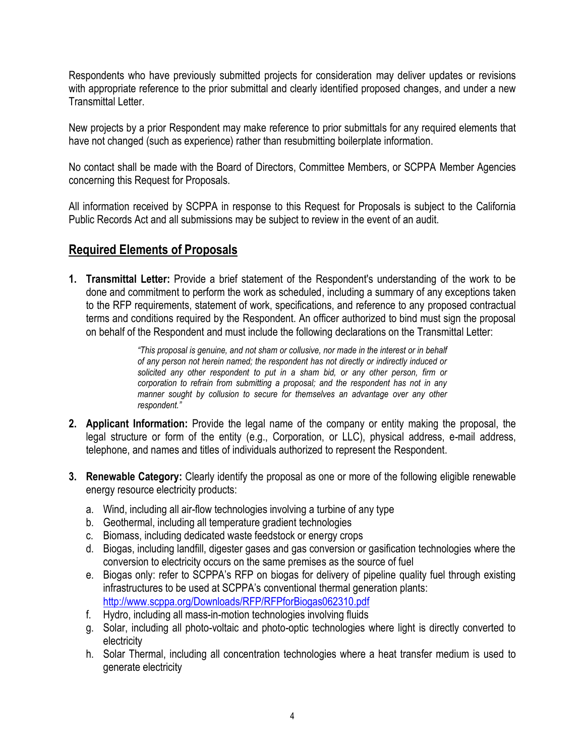Respondents who have previously submitted projects for consideration may deliver updates or revisions with appropriate reference to the prior submittal and clearly identified proposed changes, and under a new Transmittal Letter.

New projects by a prior Respondent may make reference to prior submittals for any required elements that have not changed (such as experience) rather than resubmitting boilerplate information.

No contact shall be made with the Board of Directors, Committee Members, or SCPPA Member Agencies concerning this Request for Proposals.

All information received by SCPPA in response to this Request for Proposals is subject to the California Public Records Act and all submissions may be subject to review in the event of an audit.

## Required Elements of Proposals

1. **Transmittal Letter:** Provide a brief statement of the Respondent's understanding of the work to be done and commitment to perform the work as scheduled, including a summary of any exceptions taken to the RFP requirements, statement of work, specifications, and reference to any proposed contractual terms and conditions required by the Respondent. An officer authorized to bind must sign the proposal on behalf of the Respondent and must include the following declarations on the Transmittal Letter:

   > *"This proposal is genuine, and not sham or collusive, nor made in the interest or in behalf of any person not herein named; the respondent has not directly or indirectly induced or solicited any other respondent to put in a sham bid, or any other person, firm or corporation to refrain from submitting a proposal; and the respondent has not in any manner sought by collusion to secure for themselves an advantage over any other respondent."*

2. **Applicant Information:** Provide the legal name of the company or entity making the proposal, the legal structure or form of the entity (e.g., Corporation, or LLC), physical address, e-mail address, telephone, and names and titles of individuals authorized to represent the Respondent.

3. **Renewable Category:** Clearly identify the proposal as one or more of the following eligible renewable energy resource electricity products:

   a. Wind, including all air-flow technologies involving a turbine of any type
   b. Geothermal, including all temperature gradient technologies
   c. Biomass, including dedicated waste feedstock or energy crops
   d. Biogas, including landfill, digester gases and gas conversion or gasification technologies where the conversion to electricity occurs on the same premises as the source of fuel
   e. Biogas only: refer to SCPPA's RFP on biogas for delivery of pipeline quality fuel through existing infrastructures to be used at SCPPA's conventional thermal generation plants: http://www.scppa.org/Downloads/RFP/RFPforBiogas062310.pdf
   f. Hydro, including all mass-in-motion technologies involving fluids
   g. Solar, including all photo-voltaic and photo-optic technologies where light is directly converted to electricity
   h. Solar Thermal, including all concentration technologies where a heat transfer medium is used to generate electricity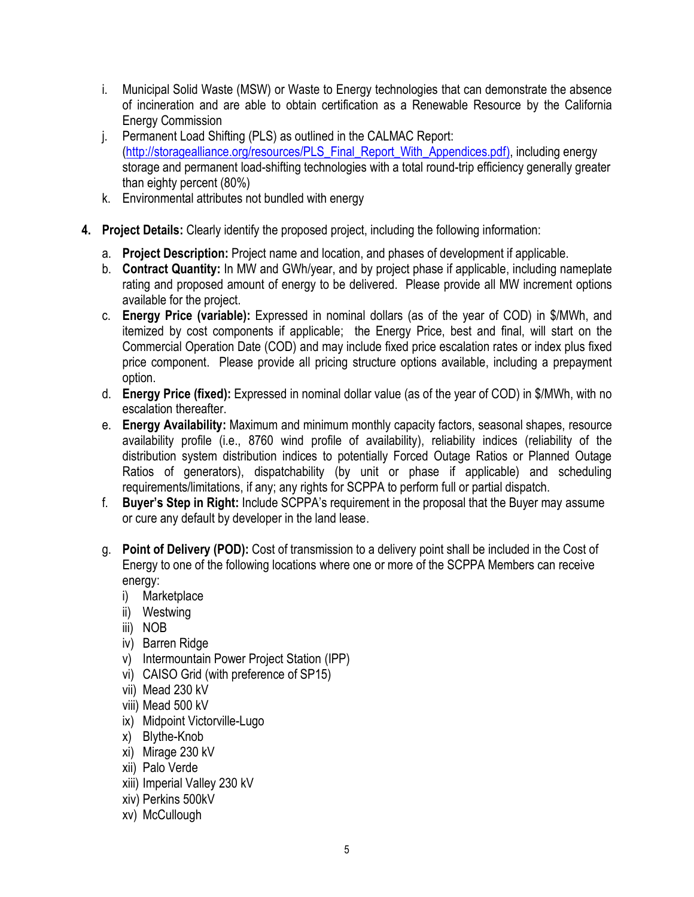i. Municipal Solid Waste (MSW) or Waste to Energy technologies that can demonstrate the absence of incineration and are able to obtain certification as a Renewable Resource by the California Energy Commission
j. Permanent Load Shifting (PLS) as outlined in the CALMAC Report: (http://storagealliance.org/resources/PLS_Final_Report_With_Appendices.pdf), including energy storage and permanent load-shifting technologies with a total round-trip efficiency generally greater than eighty percent (80%)
k. Environmental attributes not bundled with energy

4. **Project Details:** Clearly identify the proposed project, including the following information:

   a. **Project Description:** Project name and location, and phases of development if applicable.
   b. **Contract Quantity:** In MW and GWh/year, and by project phase if applicable, including nameplate rating and proposed amount of energy to be delivered. Please provide all MW increment options available for the project.
   c. **Energy Price (variable):** Expressed in nominal dollars (as of the year of COD) in $/MWh, and itemized by cost components if applicable; the Energy Price, best and final, will start on the Commercial Operation Date (COD) and may include fixed price escalation rates or index plus fixed price component. Please provide all pricing structure options available, including a prepayment option.
   d. **Energy Price (fixed):** Expressed in nominal dollar value (as of the year of COD) in $/MWh, with no escalation thereafter.
   e. **Energy Availability:** Maximum and minimum monthly capacity factors, seasonal shapes, resource availability profile (i.e., 8760 wind profile of availability), reliability indices (reliability of the distribution system distribution indices to potentially Forced Outage Ratios or Planned Outage Ratios of generators), dispatchability (by unit or phase if applicable) and scheduling requirements/limitations, if any; any rights for SCPPA to perform full or partial dispatch.
   f. **Buyer's Step in Right:** Include SCPPA's requirement in the proposal that the Buyer may assume or cure any default by developer in the land lease.
   g. **Point of Delivery (POD):** Cost of transmission to a delivery point shall be included in the Cost of Energy to one of the following locations where one or more of the SCPPA Members can receive energy:
      i) Marketplace
      ii) Westwing
      iii) NOB
      iv) Barren Ridge
      v) Intermountain Power Project Station (IPP)
      vi) CAISO Grid (with preference of SP15)
      vii) Mead 230 kV
      viii) Mead 500 kV
      ix) Midpoint Victorville-Lugo
      x) Blythe-Knob
      xi) Mirage 230 kV
      xii) Palo Verde
      xiii) Imperial Valley 230 kV
      xiv) Perkins 500kV
      xv) McCullough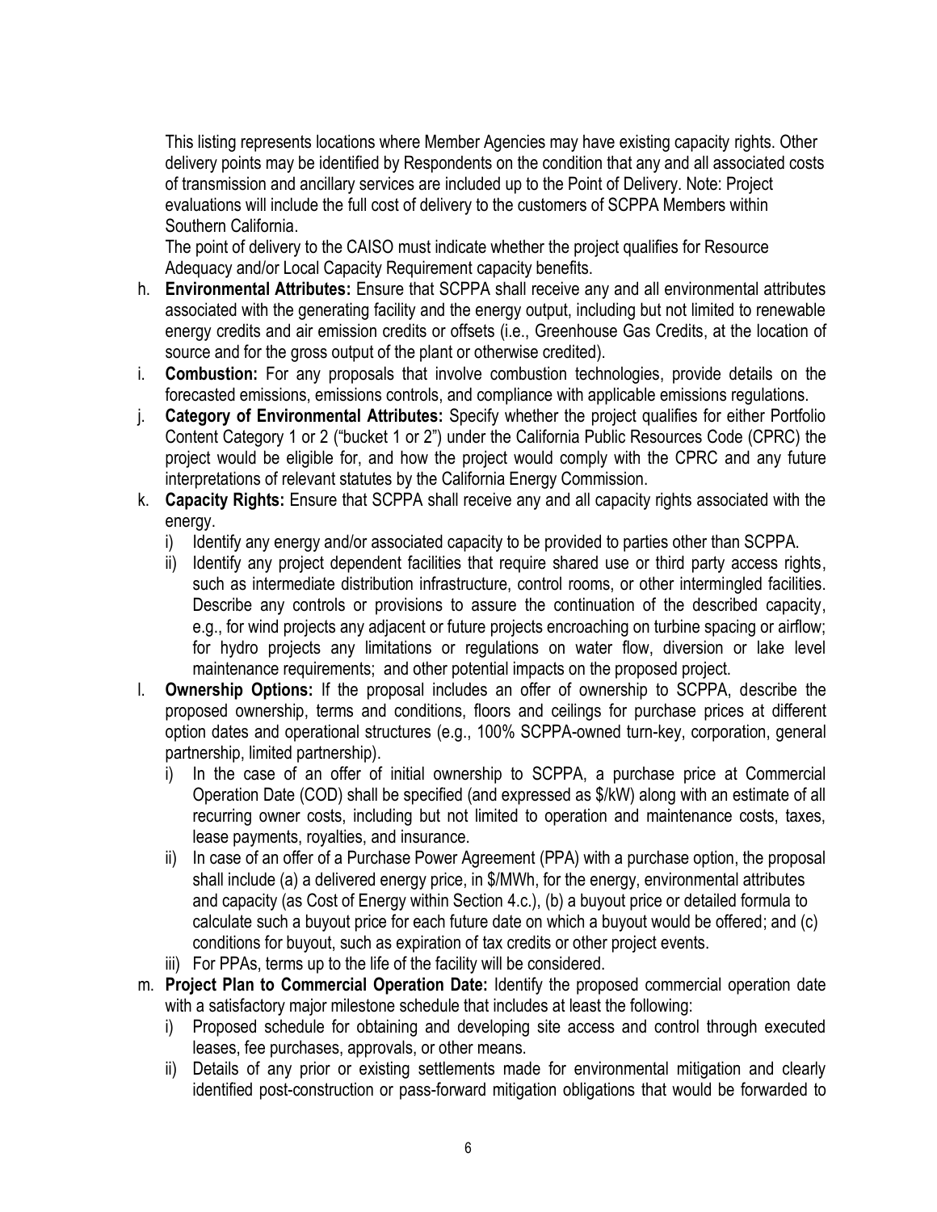This listing represents locations where Member Agencies may have existing capacity rights. Other delivery points may be identified by Respondents on the condition that any and all associated costs of transmission and ancillary services are included up to the Point of Delivery. Note: Project evaluations will include the full cost of delivery to the customers of SCPPA Members within Southern California.

The point of delivery to the CAISO must indicate whether the project qualifies for Resource Adequacy and/or Local Capacity Requirement capacity benefits.

h. **Environmental Attributes:** Ensure that SCPPA shall receive any and all environmental attributes associated with the generating facility and the energy output, including but not limited to renewable energy credits and air emission credits or offsets (i.e., Greenhouse Gas Credits, at the location of source and for the gross output of the plant or otherwise credited).
i. **Combustion:** For any proposals that involve combustion technologies, provide details on the forecasted emissions, emissions controls, and compliance with applicable emissions regulations.
j. **Category of Environmental Attributes:** Specify whether the project qualifies for either Portfolio Content Category 1 or 2 ("bucket 1 or 2") under the California Public Resources Code (CPRC) the project would be eligible for, and how the project would comply with the CPRC and any future interpretations of relevant statutes by the California Energy Commission.
k. **Capacity Rights:** Ensure that SCPPA shall receive any and all capacity rights associated with the energy.
   i) Identify any energy and/or associated capacity to be provided to parties other than SCPPA.
   ii) Identify any project dependent facilities that require shared use or third party access rights, such as intermediate distribution infrastructure, control rooms, or other intermingled facilities. Describe any controls or provisions to assure the continuation of the described capacity, e.g., for wind projects any adjacent or future projects encroaching on turbine spacing or airflow; for hydro projects any limitations or regulations on water flow, diversion or lake level maintenance requirements; and other potential impacts on the proposed project.
l. **Ownership Options:** If the proposal includes an offer of ownership to SCPPA, describe the proposed ownership, terms and conditions, floors and ceilings for purchase prices at different option dates and operational structures (e.g., 100% SCPPA-owned turn-key, corporation, general partnership, limited partnership).
   i) In the case of an offer of initial ownership to SCPPA, a purchase price at Commercial Operation Date (COD) shall be specified (and expressed as $/kW) along with an estimate of all recurring owner costs, including but not limited to operation and maintenance costs, taxes, lease payments, royalties, and insurance.
   ii) In case of an offer of a Purchase Power Agreement (PPA) with a purchase option, the proposal shall include (a) a delivered energy price, in $/MWh, for the energy, environmental attributes and capacity (as Cost of Energy within Section 4.c.), (b) a buyout price or detailed formula to calculate such a buyout price for each future date on which a buyout would be offered; and (c) conditions for buyout, such as expiration of tax credits or other project events.
   iii) For PPAs, terms up to the life of the facility will be considered.
m. **Project Plan to Commercial Operation Date:** Identify the proposed commercial operation date with a satisfactory major milestone schedule that includes at least the following:
   i) Proposed schedule for obtaining and developing site access and control through executed leases, fee purchases, approvals, or other means.
   ii) Details of any prior or existing settlements made for environmental mitigation and clearly identified post-construction or pass-forward mitigation obligations that would be forwarded to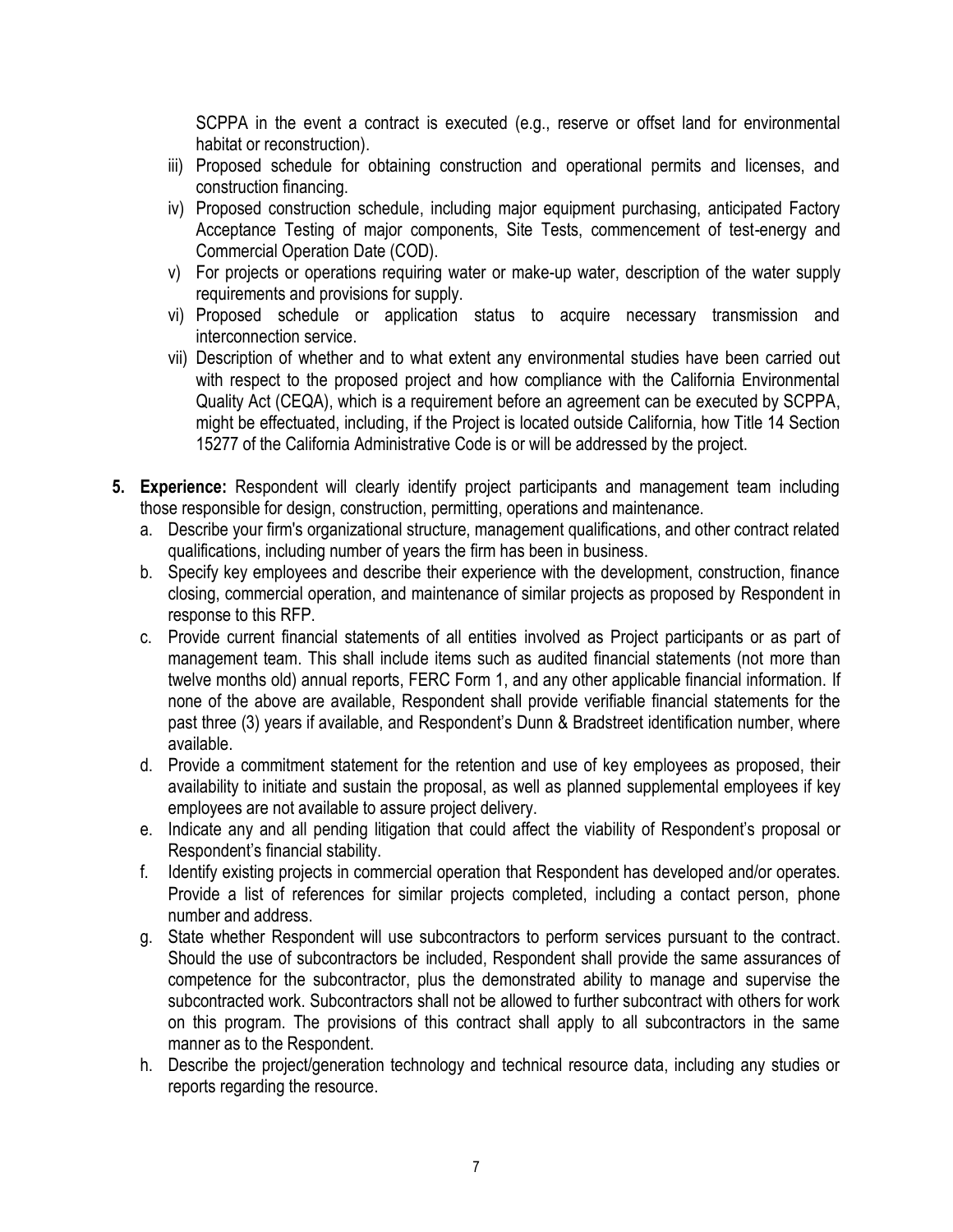SCPPA in the event a contract is executed (e.g., reserve or offset land for environmental habitat or reconstruction).

iii) Proposed schedule for obtaining construction and operational permits and licenses, and construction financing.

iv) Proposed construction schedule, including major equipment purchasing, anticipated Factory Acceptance Testing of major components, Site Tests, commencement of test-energy and Commercial Operation Date (COD).

v) For projects or operations requiring water or make-up water, description of the water supply requirements and provisions for supply.

vi) Proposed schedule or application status to acquire necessary transmission and interconnection service.

vii) Description of whether and to what extent any environmental studies have been carried out with respect to the proposed project and how compliance with the California Environmental Quality Act (CEQA), which is a requirement before an agreement can be executed by SCPPA, might be effectuated, including, if the Project is located outside California, how Title 14 Section 15277 of the California Administrative Code is or will be addressed by the project.

5. **Experience:** Respondent will clearly identify project participants and management team including those responsible for design, construction, permitting, operations and maintenance.
   a. Describe your firm's organizational structure, management qualifications, and other contract related qualifications, including number of years the firm has been in business.
   b. Specify key employees and describe their experience with the development, construction, finance closing, commercial operation, and maintenance of similar projects as proposed by Respondent in response to this RFP.
   c. Provide current financial statements of all entities involved as Project participants or as part of management team. This shall include items such as audited financial statements (not more than twelve months old) annual reports, FERC Form 1, and any other applicable financial information. If none of the above are available, Respondent shall provide verifiable financial statements for the past three (3) years if available, and Respondent's Dunn & Bradstreet identification number, where available.
   d. Provide a commitment statement for the retention and use of key employees as proposed, their availability to initiate and sustain the proposal, as well as planned supplemental employees if key employees are not available to assure project delivery.
   e. Indicate any and all pending litigation that could affect the viability of Respondent's proposal or Respondent's financial stability.
   f. Identify existing projects in commercial operation that Respondent has developed and/or operates. Provide a list of references for similar projects completed, including a contact person, phone number and address.
   g. State whether Respondent will use subcontractors to perform services pursuant to the contract. Should the use of subcontractors be included, Respondent shall provide the same assurances of competence for the subcontractor, plus the demonstrated ability to manage and supervise the subcontracted work. Subcontractors shall not be allowed to further subcontract with others for work on this program. The provisions of this contract shall apply to all subcontractors in the same manner as to the Respondent.
   h. Describe the project/generation technology and technical resource data, including any studies or reports regarding the resource.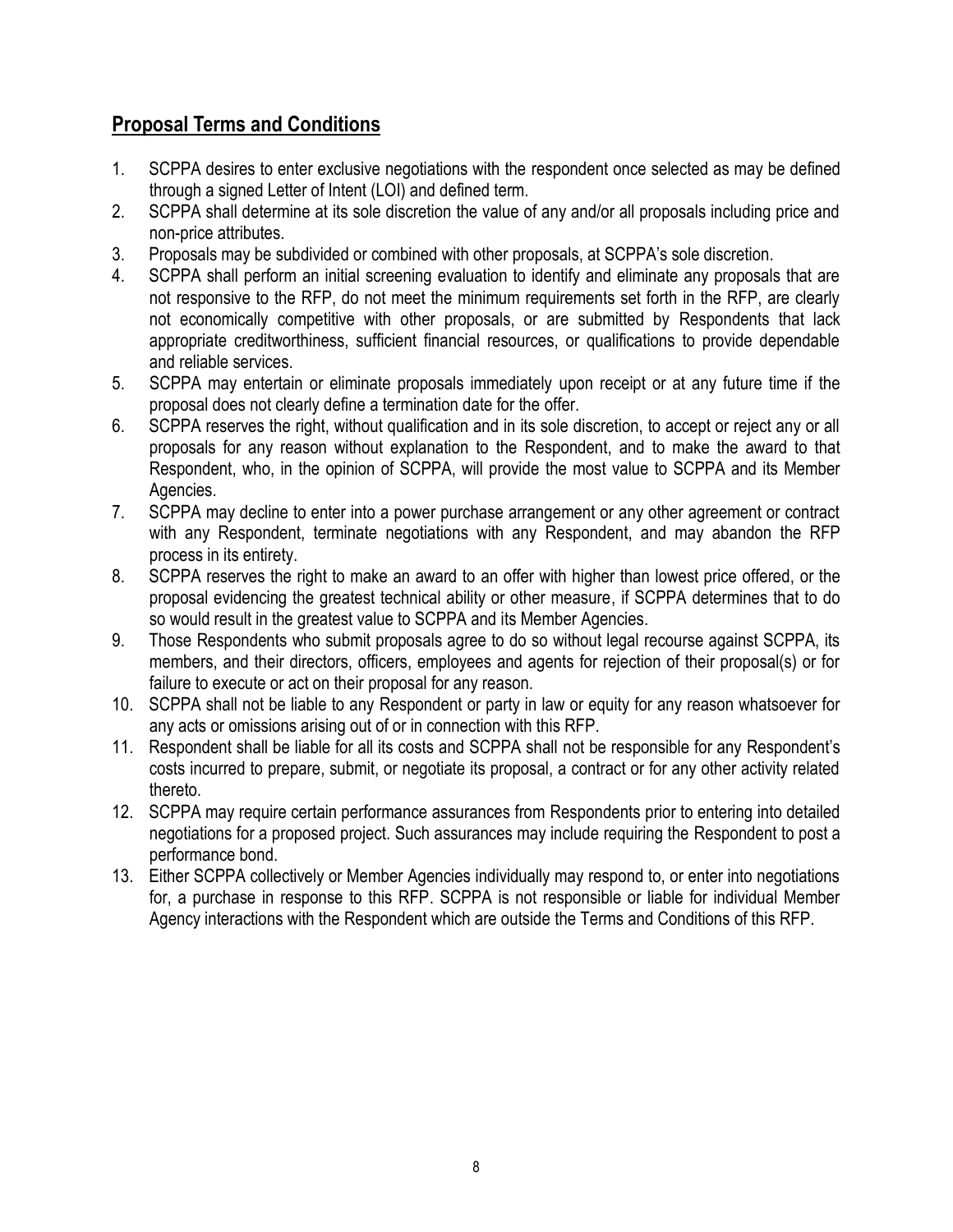## Proposal Terms and Conditions

1. SCPPA desires to enter exclusive negotiations with the respondent once selected as may be defined through a signed Letter of Intent (LOI) and defined term.
2. SCPPA shall determine at its sole discretion the value of any and/or all proposals including price and non-price attributes.
3. Proposals may be subdivided or combined with other proposals, at SCPPA's sole discretion.
4. SCPPA shall perform an initial screening evaluation to identify and eliminate any proposals that are not responsive to the RFP, do not meet the minimum requirements set forth in the RFP, are clearly not economically competitive with other proposals, or are submitted by Respondents that lack appropriate creditworthiness, sufficient financial resources, or qualifications to provide dependable and reliable services.
5. SCPPA may entertain or eliminate proposals immediately upon receipt or at any future time if the proposal does not clearly define a termination date for the offer.
6. SCPPA reserves the right, without qualification and in its sole discretion, to accept or reject any or all proposals for any reason without explanation to the Respondent, and to make the award to that Respondent, who, in the opinion of SCPPA, will provide the most value to SCPPA and its Member Agencies.
7. SCPPA may decline to enter into a power purchase arrangement or any other agreement or contract with any Respondent, terminate negotiations with any Respondent, and may abandon the RFP process in its entirety.
8. SCPPA reserves the right to make an award to an offer with higher than lowest price offered, or the proposal evidencing the greatest technical ability or other measure, if SCPPA determines that to do so would result in the greatest value to SCPPA and its Member Agencies.
9. Those Respondents who submit proposals agree to do so without legal recourse against SCPPA, its members, and their directors, officers, employees and agents for rejection of their proposal(s) or for failure to execute or act on their proposal for any reason.
10. SCPPA shall not be liable to any Respondent or party in law or equity for any reason whatsoever for any acts or omissions arising out of or in connection with this RFP.
11. Respondent shall be liable for all its costs and SCPPA shall not be responsible for any Respondent's costs incurred to prepare, submit, or negotiate its proposal, a contract or for any other activity related thereto.
12. SCPPA may require certain performance assurances from Respondents prior to entering into detailed negotiations for a proposed project. Such assurances may include requiring the Respondent to post a performance bond.
13. Either SCPPA collectively or Member Agencies individually may respond to, or enter into negotiations for, a purchase in response to this RFP. SCPPA is not responsible or liable for individual Member Agency interactions with the Respondent which are outside the Terms and Conditions of this RFP.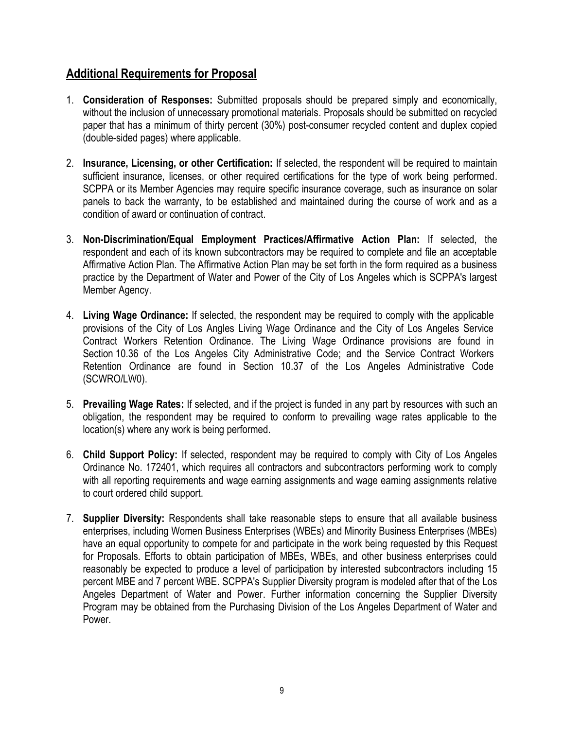## Additional Requirements for Proposal

1. **Consideration of Responses:** Submitted proposals should be prepared simply and economically, without the inclusion of unnecessary promotional materials. Proposals should be submitted on recycled paper that has a minimum of thirty percent (30%) post-consumer recycled content and duplex copied (double-sided pages) where applicable.

2. **Insurance, Licensing, or other Certification:** If selected, the respondent will be required to maintain sufficient insurance, licenses, or other required certifications for the type of work being performed. SCPPA or its Member Agencies may require specific insurance coverage, such as insurance on solar panels to back the warranty, to be established and maintained during the course of work and as a condition of award or continuation of contract.

3. **Non-Discrimination/Equal Employment Practices/Affirmative Action Plan:** If selected, the respondent and each of its known subcontractors may be required to complete and file an acceptable Affirmative Action Plan. The Affirmative Action Plan may be set forth in the form required as a business practice by the Department of Water and Power of the City of Los Angeles which is SCPPA's largest Member Agency.

4. **Living Wage Ordinance:** If selected, the respondent may be required to comply with the applicable provisions of the City of Los Angles Living Wage Ordinance and the City of Los Angeles Service Contract Workers Retention Ordinance. The Living Wage Ordinance provisions are found in Section 10.36 of the Los Angeles City Administrative Code; and the Service Contract Workers Retention Ordinance are found in Section 10.37 of the Los Angeles Administrative Code (SCWRO/LW0).

5. **Prevailing Wage Rates:** If selected, and if the project is funded in any part by resources with such an obligation, the respondent may be required to conform to prevailing wage rates applicable to the location(s) where any work is being performed.

6. **Child Support Policy:** If selected, respondent may be required to comply with City of Los Angeles Ordinance No. 172401, which requires all contractors and subcontractors performing work to comply with all reporting requirements and wage earning assignments and wage earning assignments relative to court ordered child support.

7. **Supplier Diversity:** Respondents shall take reasonable steps to ensure that all available business enterprises, including Women Business Enterprises (WBEs) and Minority Business Enterprises (MBEs) have an equal opportunity to compete for and participate in the work being requested by this Request for Proposals. Efforts to obtain participation of MBEs, WBEs, and other business enterprises could reasonably be expected to produce a level of participation by interested subcontractors including 15 percent MBE and 7 percent WBE. SCPPA's Supplier Diversity program is modeled after that of the Los Angeles Department of Water and Power. Further information concerning the Supplier Diversity Program may be obtained from the Purchasing Division of the Los Angeles Department of Water and Power.